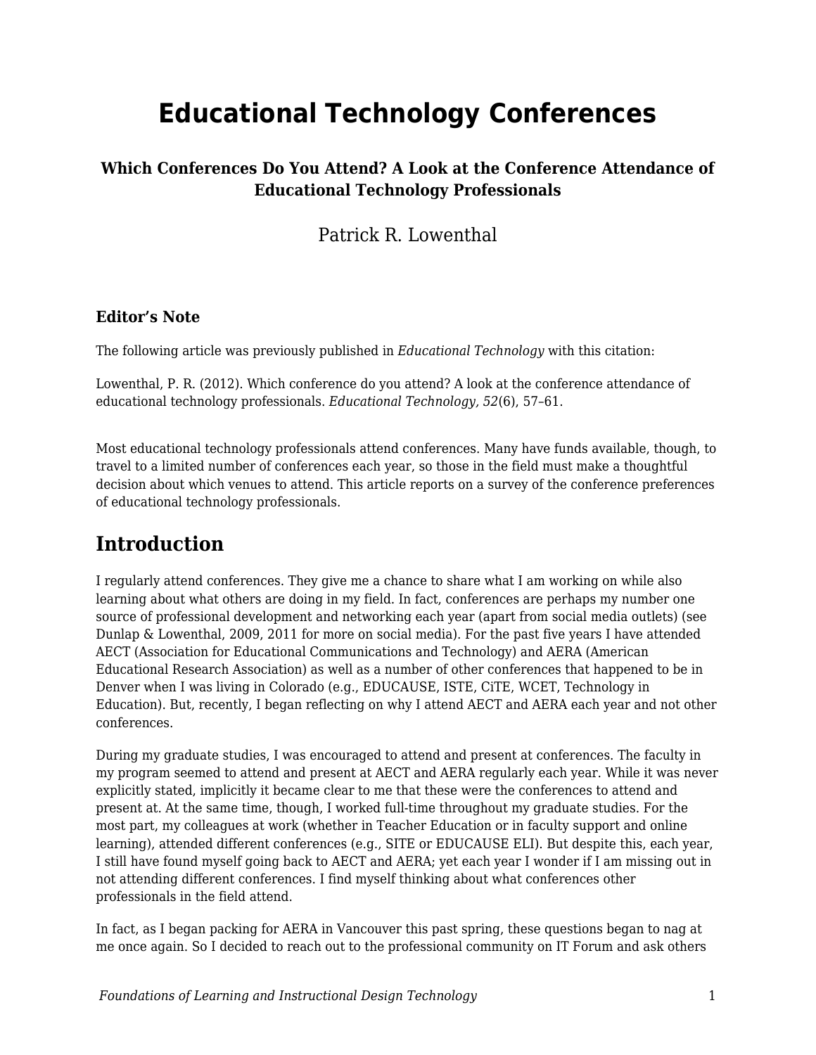# Educational Technology Conferences

### Which Conferences Do You Attend? A Look at the Conference Attendance of Educational Technology Professionals

Patrick R. Lowenthal

### Editor's Note

The following article was previously published in *Educational Technology* with this citation:

Lowenthal, P. R. (2012). Which conference do you attend? A look at the conference attendance of educational technology professionals. *Educational Technology, 52*(6), 57–61.

Most educational technology professionals attend conferences. Many have funds available, though, to travel to a limited number of conferences each year, so those in the field must make a thoughtful decision about which venues to attend. This article reports on a survey of the conference preferences of educational technology professionals.

## Introduction

I regularly attend conferences. They give me a chance to share what I am working on while also learning about what others are doing in my field. In fact, conferences are perhaps my number one source of professional development and networking each year (apart from social media outlets) (see Dunlap & Lowenthal, 2009, 2011 for more on social media). For the past five years I have attended AECT (Association for Educational Communications and Technology) and AERA (American Educational Research Association) as well as a number of other conferences that happened to be in Denver when I was living in Colorado (e.g., EDUCAUSE, ISTE, CiTE, WCET, Technology in Education). But, recently, I began reflecting on why I attend AECT and AERA each year and not other conferences.

During my graduate studies, I was encouraged to attend and present at conferences. The faculty in my program seemed to attend and present at AECT and AERA regularly each year. While it was never explicitly stated, implicitly it became clear to me that these were the conferences to attend and present at. At the same time, though, I worked full-time throughout my graduate studies. For the most part, my colleagues at work (whether in Teacher Education or in faculty support and online learning), attended different conferences (e.g., SITE or EDUCAUSE ELI). But despite this, each year, I still have found myself going back to AECT and AERA; yet each year I wonder if I am missing out in not attending different conferences. I find myself thinking about what conferences other professionals in the field attend.

In fact, as I began packing for AERA in Vancouver this past spring, these questions began to nag at me once again. So I decided to reach out to the professional community on IT Forum and ask others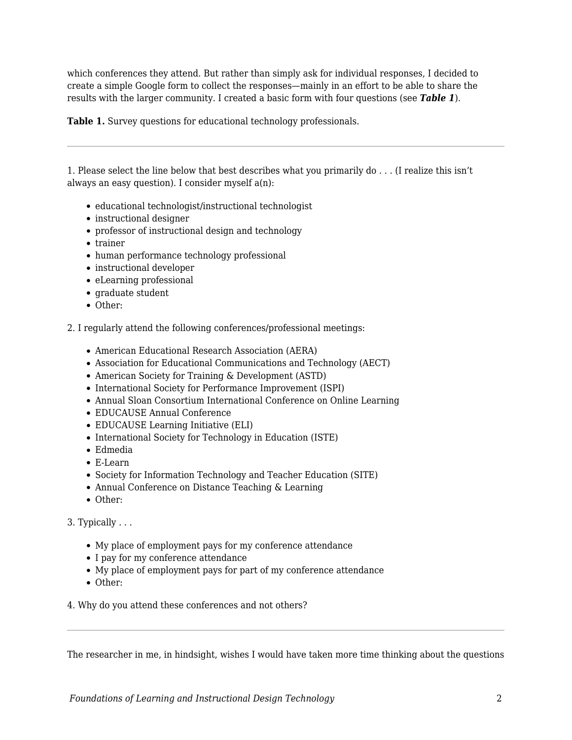which conferences they attend. But rather than simply ask for individual responses, I decided to create a simple Google form to collect the responses—mainly in an effort to be able to share the results with the larger community. I created a basic form with four questions (see ***Table 1***).

**Table 1.** Survey questions for educational technology professionals.

---

1. Please select the line below that best describes what you primarily do . . . (I realize this isn't always an easy question). I consider myself a(n):

- educational technologist/instructional technologist
- instructional designer
- professor of instructional design and technology
- trainer
- human performance technology professional
- instructional developer
- eLearning professional
- graduate student
- Other:

2. I regularly attend the following conferences/professional meetings:

- American Educational Research Association (AERA)
- Association for Educational Communications and Technology (AECT)
- American Society for Training & Development (ASTD)
- International Society for Performance Improvement (ISPI)
- Annual Sloan Consortium International Conference on Online Learning
- EDUCAUSE Annual Conference
- EDUCAUSE Learning Initiative (ELI)
- International Society for Technology in Education (ISTE)
- Edmedia
- E-Learn
- Society for Information Technology and Teacher Education (SITE)
- Annual Conference on Distance Teaching & Learning
- Other:

3. Typically . . .

- My place of employment pays for my conference attendance
- I pay for my conference attendance
- My place of employment pays for part of my conference attendance
- Other:

4. Why do you attend these conferences and not others?

---

The researcher in me, in hindsight, wishes I would have taken more time thinking about the questions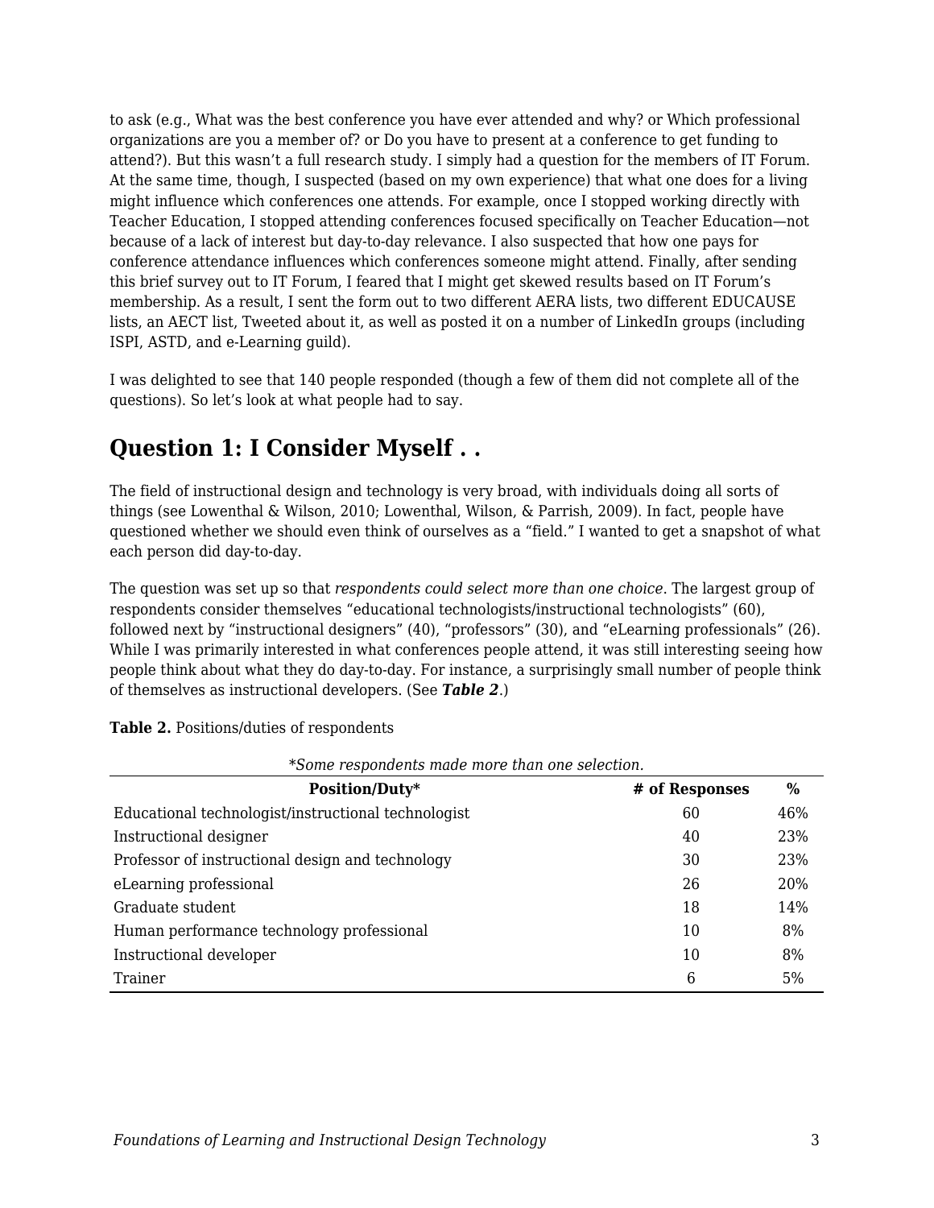to ask (e.g., What was the best conference you have ever attended and why? or Which professional organizations are you a member of? or Do you have to present at a conference to get funding to attend?). But this wasn't a full research study. I simply had a question for the members of IT Forum. At the same time, though, I suspected (based on my own experience) that what one does for a living might influence which conferences one attends. For example, once I stopped working directly with Teacher Education, I stopped attending conferences focused specifically on Teacher Education—not because of a lack of interest but day-to-day relevance. I also suspected that how one pays for conference attendance influences which conferences someone might attend. Finally, after sending this brief survey out to IT Forum, I feared that I might get skewed results based on IT Forum's membership. As a result, I sent the form out to two different AERA lists, two different EDUCAUSE lists, an AECT list, Tweeted about it, as well as posted it on a number of LinkedIn groups (including ISPI, ASTD, and e-Learning guild).

I was delighted to see that 140 people responded (though a few of them did not complete all of the questions). So let's look at what people had to say.

## Question 1: I Consider Myself . .

The field of instructional design and technology is very broad, with individuals doing all sorts of things (see Lowenthal & Wilson, 2010; Lowenthal, Wilson, & Parrish, 2009). In fact, people have questioned whether we should even think of ourselves as a "field." I wanted to get a snapshot of what each person did day-to-day.

The question was set up so that *respondents could select more than one choice*. The largest group of respondents consider themselves "educational technologists/instructional technologists" (60), followed next by "instructional designers" (40), "professors" (30), and "eLearning professionals" (26). While I was primarily interested in what conferences people attend, it was still interesting seeing how people think about what they do day-to-day. For instance, a surprisingly small number of people think of themselves as instructional developers. (See ***Table 2***.)

**Table 2.** Positions/duties of respondents

*\*Some respondents made more than one selection.*

| Position/Duty* | # of Responses | % |
|---|---|---|
| Educational technologist/instructional technologist | 60 | 46% |
| Instructional designer | 40 | 23% |
| Professor of instructional design and technology | 30 | 23% |
| eLearning professional | 26 | 20% |
| Graduate student | 18 | 14% |
| Human performance technology professional | 10 | 8% |
| Instructional developer | 10 | 8% |
| Trainer | 6 | 5% |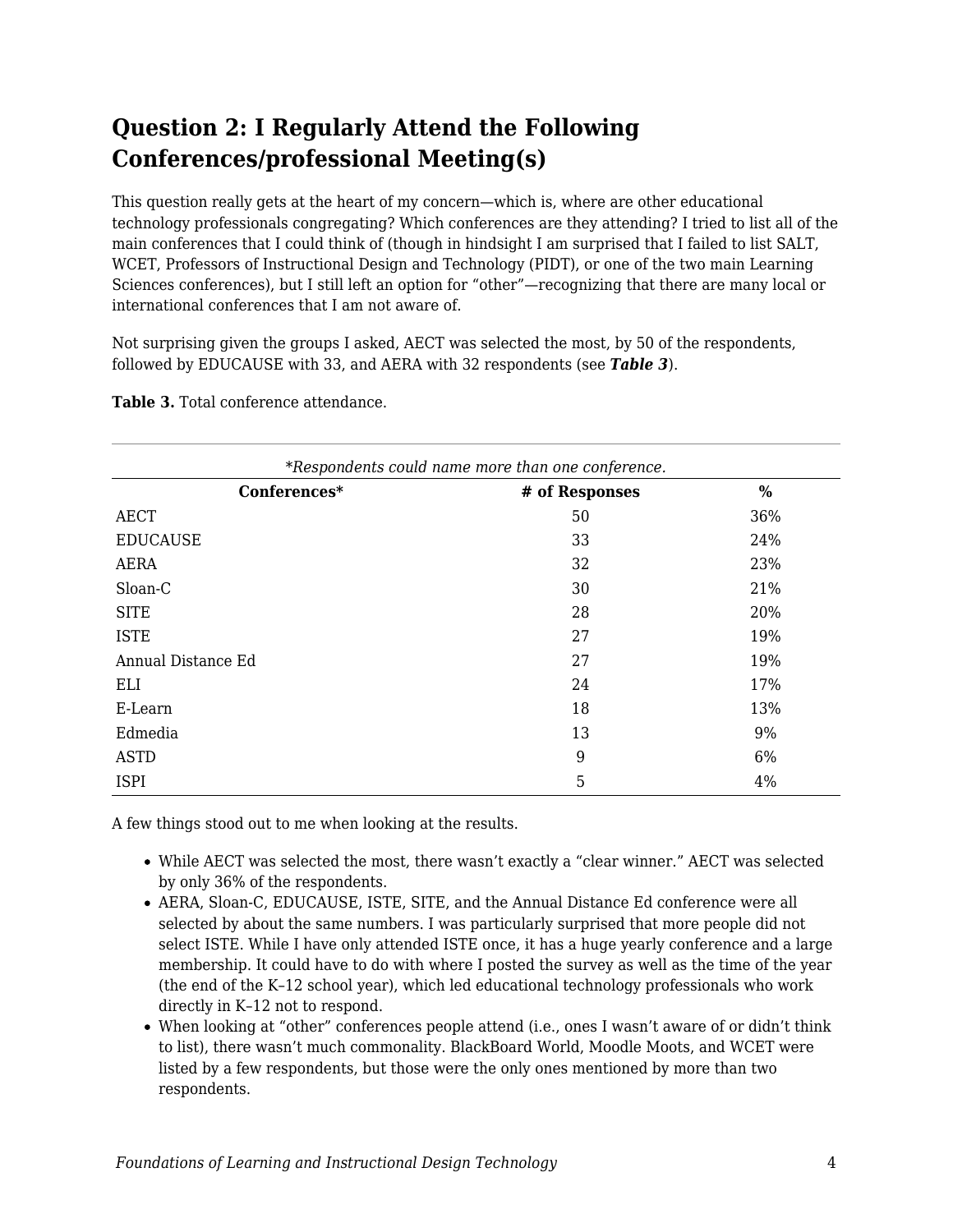## Question 2: I Regularly Attend the Following Conferences/professional Meeting(s)

This question really gets at the heart of my concern—which is, where are other educational technology professionals congregating? Which conferences are they attending? I tried to list all of the main conferences that I could think of (though in hindsight I am surprised that I failed to list SALT, WCET, Professors of Instructional Design and Technology (PIDT), or one of the two main Learning Sciences conferences), but I still left an option for "other"—recognizing that there are many local or international conferences that I am not aware of.

Not surprising given the groups I asked, AECT was selected the most, by 50 of the respondents, followed by EDUCAUSE with 33, and AERA with 32 respondents (see ***Table 3***).

**Table 3.** Total conference attendance.

*\*Respondents could name more than one conference.*

| Conferences* | # of Responses | % |
|---|---|---|
| AECT | 50 | 36% |
| EDUCAUSE | 33 | 24% |
| AERA | 32 | 23% |
| Sloan-C | 30 | 21% |
| SITE | 28 | 20% |
| ISTE | 27 | 19% |
| Annual Distance Ed | 27 | 19% |
| ELI | 24 | 17% |
| E-Learn | 18 | 13% |
| Edmedia | 13 | 9% |
| ASTD | 9 | 6% |
| ISPI | 5 | 4% |

A few things stood out to me when looking at the results.

- While AECT was selected the most, there wasn't exactly a "clear winner." AECT was selected by only 36% of the respondents.
- AERA, Sloan-C, EDUCAUSE, ISTE, SITE, and the Annual Distance Ed conference were all selected by about the same numbers. I was particularly surprised that more people did not select ISTE. While I have only attended ISTE once, it has a huge yearly conference and a large membership. It could have to do with where I posted the survey as well as the time of the year (the end of the K–12 school year), which led educational technology professionals who work directly in K–12 not to respond.
- When looking at "other" conferences people attend (i.e., ones I wasn't aware of or didn't think to list), there wasn't much commonality. BlackBoard World, Moodle Moots, and WCET were listed by a few respondents, but those were the only ones mentioned by more than two respondents.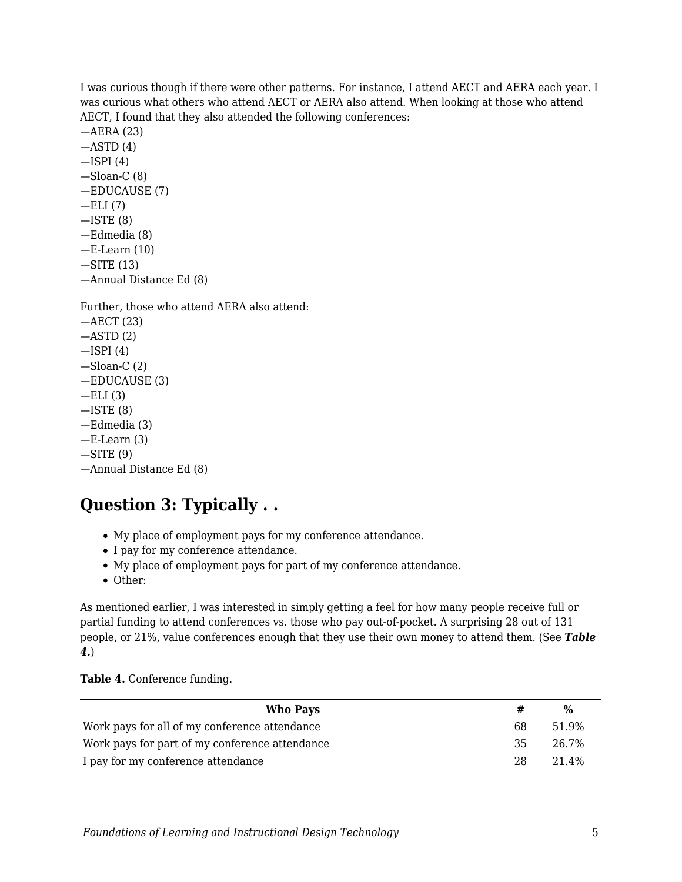I was curious though if there were other patterns. For instance, I attend AECT and AERA each year. I was curious what others who attend AECT or AERA also attend. When looking at those who attend AECT, I found that they also attended the following conferences:
—AERA (23)
—ASTD (4)
—ISPI (4)
—Sloan-C (8)
—EDUCAUSE (7)
—ELI (7)
—ISTE (8)
—Edmedia (8)
—E-Learn (10)
—SITE (13)
—Annual Distance Ed (8)

Further, those who attend AERA also attend:
—AECT (23)
—ASTD (2)
—ISPI (4)
—Sloan-C (2)
—EDUCAUSE (3)
—ELI (3)
—ISTE (8)
—Edmedia (3)
—E-Learn (3)
—SITE (9)
—Annual Distance Ed (8)

## Question 3: Typically . .

- My place of employment pays for my conference attendance.
- I pay for my conference attendance.
- My place of employment pays for part of my conference attendance.
- Other:

As mentioned earlier, I was interested in simply getting a feel for how many people receive full or partial funding to attend conferences vs. those who pay out-of-pocket. A surprising 28 out of 131 people, or 21%, value conferences enough that they use their own money to attend them. (See ***Table 4.***)

**Table 4.** Conference funding.

| Who Pays | # | % |
|---|---|---|
| Work pays for all of my conference attendance | 68 | 51.9% |
| Work pays for part of my conference attendance | 35 | 26.7% |
| I pay for my conference attendance | 28 | 21.4% |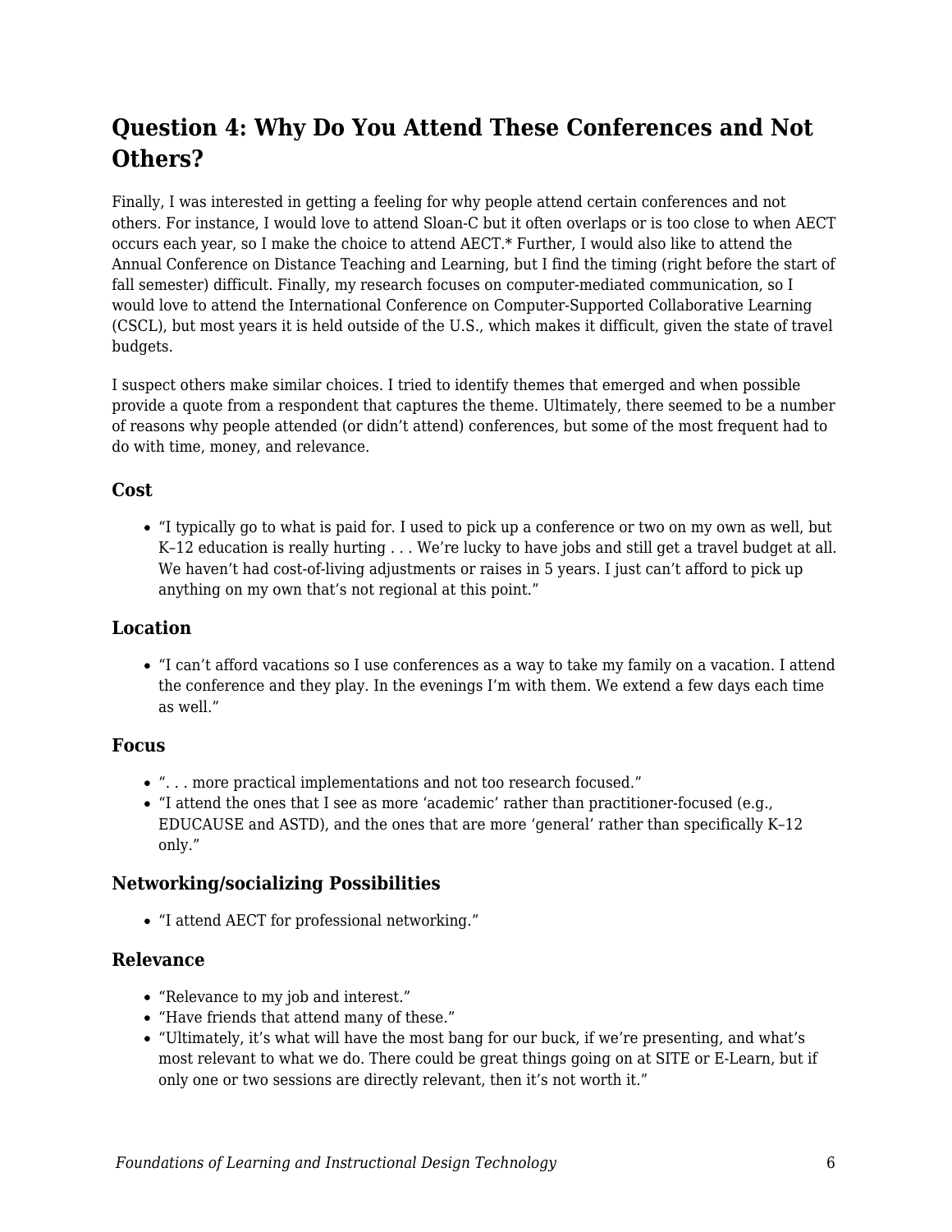## Question 4: Why Do You Attend These Conferences and Not Others?

Finally, I was interested in getting a feeling for why people attend certain conferences and not others. For instance, I would love to attend Sloan-C but it often overlaps or is too close to when AECT occurs each year, so I make the choice to attend AECT.* Further, I would also like to attend the Annual Conference on Distance Teaching and Learning, but I find the timing (right before the start of fall semester) difficult. Finally, my research focuses on computer-mediated communication, so I would love to attend the International Conference on Computer-Supported Collaborative Learning (CSCL), but most years it is held outside of the U.S., which makes it difficult, given the state of travel budgets.

I suspect others make similar choices. I tried to identify themes that emerged and when possible provide a quote from a respondent that captures the theme. Ultimately, there seemed to be a number of reasons why people attended (or didn't attend) conferences, but some of the most frequent had to do with time, money, and relevance.

### Cost

- "I typically go to what is paid for. I used to pick up a conference or two on my own as well, but K–12 education is really hurting . . . We're lucky to have jobs and still get a travel budget at all. We haven't had cost-of-living adjustments or raises in 5 years. I just can't afford to pick up anything on my own that's not regional at this point."

### Location

- "I can't afford vacations so I use conferences as a way to take my family on a vacation. I attend the conference and they play. In the evenings I'm with them. We extend a few days each time as well."

### Focus

- ". . . more practical implementations and not too research focused."
- "I attend the ones that I see as more 'academic' rather than practitioner-focused (e.g., EDUCAUSE and ASTD), and the ones that are more 'general' rather than specifically K–12 only."

### Networking/socializing Possibilities

- "I attend AECT for professional networking."

### Relevance

- "Relevance to my job and interest."
- "Have friends that attend many of these."
- "Ultimately, it's what will have the most bang for our buck, if we're presenting, and what's most relevant to what we do. There could be great things going on at SITE or E-Learn, but if only one or two sessions are directly relevant, then it's not worth it."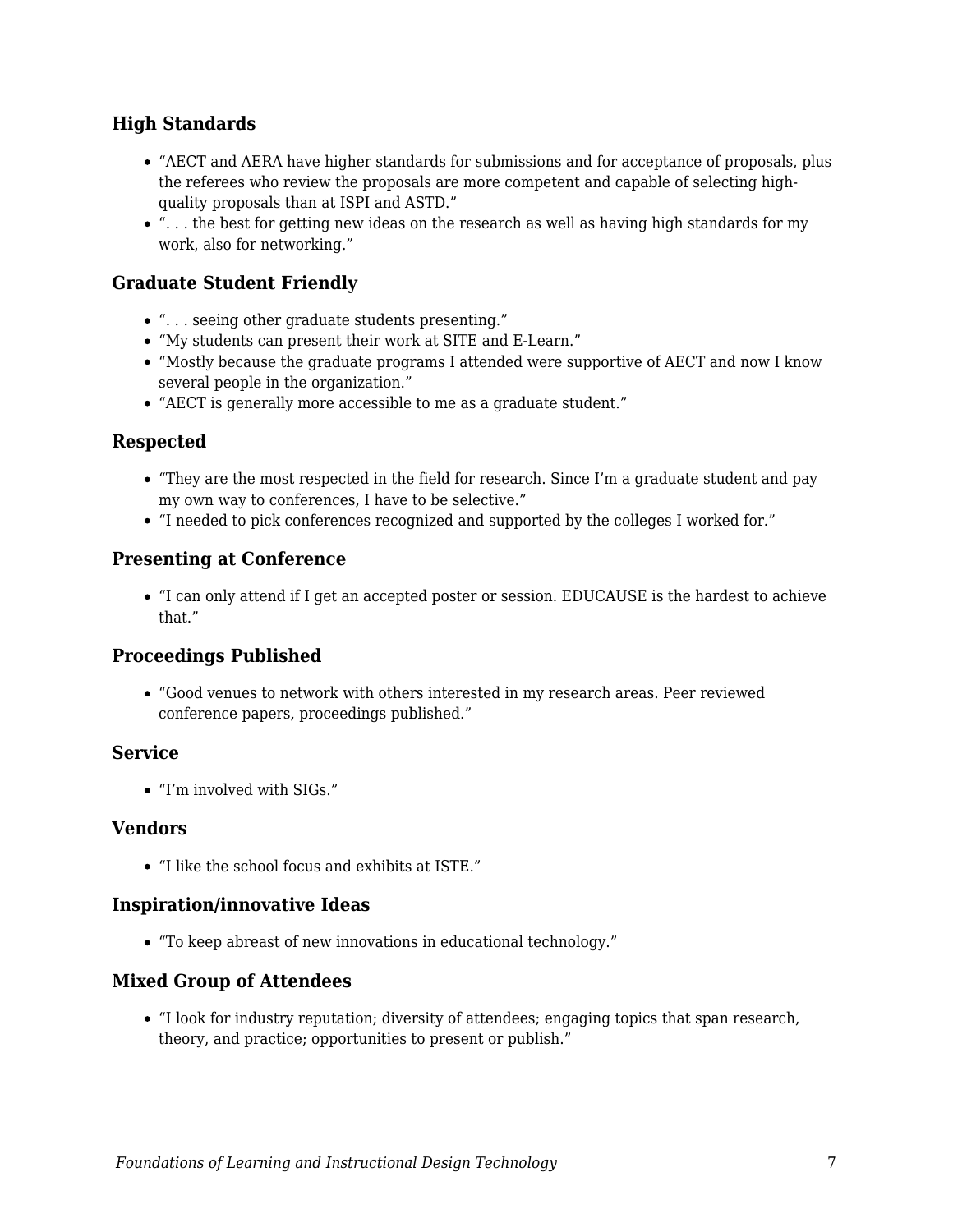### High Standards

- “AECT and AERA have higher standards for submissions and for acceptance of proposals, plus the referees who review the proposals are more competent and capable of selecting high-quality proposals than at ISPI and ASTD.”
- “. . . the best for getting new ideas on the research as well as having high standards for my work, also for networking.”

### Graduate Student Friendly

- “. . . seeing other graduate students presenting.”
- “My students can present their work at SITE and E-Learn.”
- “Mostly because the graduate programs I attended were supportive of AECT and now I know several people in the organization.”
- “AECT is generally more accessible to me as a graduate student.”

### Respected

- “They are the most respected in the field for research. Since I’m a graduate student and pay my own way to conferences, I have to be selective.”
- “I needed to pick conferences recognized and supported by the colleges I worked for.”

### Presenting at Conference

- “I can only attend if I get an accepted poster or session. EDUCAUSE is the hardest to achieve that.”

### Proceedings Published

- “Good venues to network with others interested in my research areas. Peer reviewed conference papers, proceedings published.”

### Service

- “I’m involved with SIGs.”

### Vendors

- “I like the school focus and exhibits at ISTE.”

### Inspiration/innovative Ideas

- “To keep abreast of new innovations in educational technology.”

### Mixed Group of Attendees

- “I look for industry reputation; diversity of attendees; engaging topics that span research, theory, and practice; opportunities to present or publish.”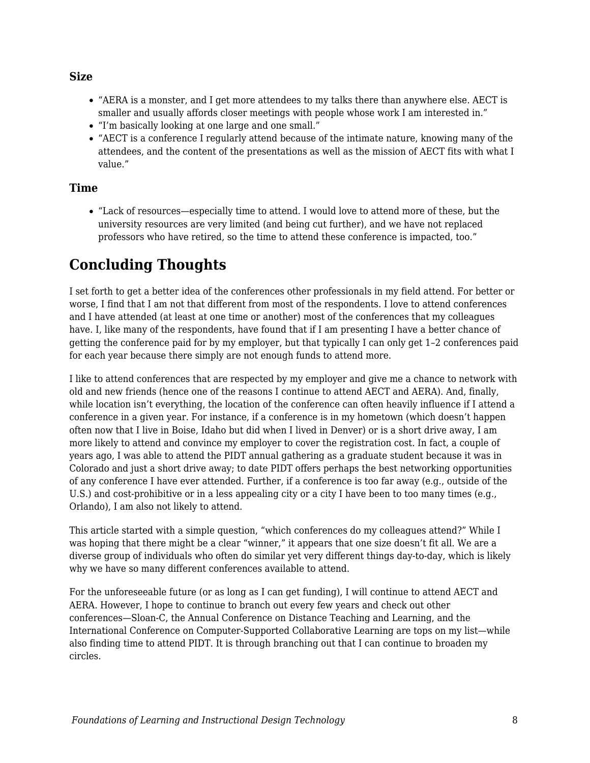### Size

- "AERA is a monster, and I get more attendees to my talks there than anywhere else. AECT is smaller and usually affords closer meetings with people whose work I am interested in."
- "I'm basically looking at one large and one small."
- "AECT is a conference I regularly attend because of the intimate nature, knowing many of the attendees, and the content of the presentations as well as the mission of AECT fits with what I value."

### Time

- "Lack of resources—especially time to attend. I would love to attend more of these, but the university resources are very limited (and being cut further), and we have not replaced professors who have retired, so the time to attend these conference is impacted, too."

## Concluding Thoughts

I set forth to get a better idea of the conferences other professionals in my field attend. For better or worse, I find that I am not that different from most of the respondents. I love to attend conferences and I have attended (at least at one time or another) most of the conferences that my colleagues have. I, like many of the respondents, have found that if I am presenting I have a better chance of getting the conference paid for by my employer, but that typically I can only get 1–2 conferences paid for each year because there simply are not enough funds to attend more.

I like to attend conferences that are respected by my employer and give me a chance to network with old and new friends (hence one of the reasons I continue to attend AECT and AERA). And, finally, while location isn't everything, the location of the conference can often heavily influence if I attend a conference in a given year. For instance, if a conference is in my hometown (which doesn't happen often now that I live in Boise, Idaho but did when I lived in Denver) or is a short drive away, I am more likely to attend and convince my employer to cover the registration cost. In fact, a couple of years ago, I was able to attend the PIDT annual gathering as a graduate student because it was in Colorado and just a short drive away; to date PIDT offers perhaps the best networking opportunities of any conference I have ever attended. Further, if a conference is too far away (e.g., outside of the U.S.) and cost-prohibitive or in a less appealing city or a city I have been to too many times (e.g., Orlando), I am also not likely to attend.

This article started with a simple question, "which conferences do my colleagues attend?" While I was hoping that there might be a clear "winner," it appears that one size doesn't fit all. We are a diverse group of individuals who often do similar yet very different things day-to-day, which is likely why we have so many different conferences available to attend.

For the unforeseeable future (or as long as I can get funding), I will continue to attend AECT and AERA. However, I hope to continue to branch out every few years and check out other conferences—Sloan-C, the Annual Conference on Distance Teaching and Learning, and the International Conference on Computer-Supported Collaborative Learning are tops on my list—while also finding time to attend PIDT. It is through branching out that I can continue to broaden my circles.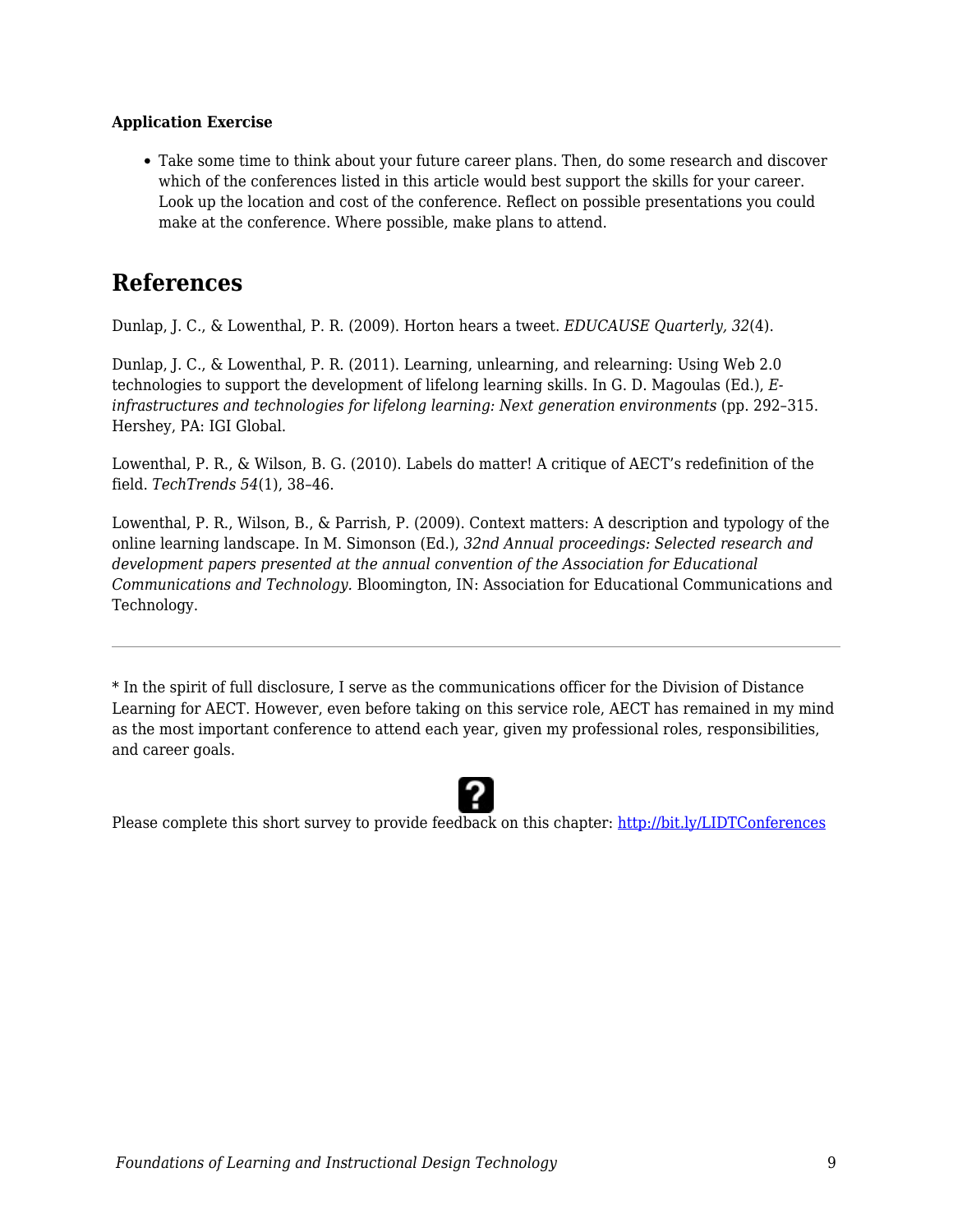**Application Exercise**

- Take some time to think about your future career plans. Then, do some research and discover which of the conferences listed in this article would best support the skills for your career. Look up the location and cost of the conference. Reflect on possible presentations you could make at the conference. Where possible, make plans to attend.

## References

Dunlap, J. C., & Lowenthal, P. R. (2009). Horton hears a tweet. *EDUCAUSE Quarterly, 32*(4).

Dunlap, J. C., & Lowenthal, P. R. (2011). Learning, unlearning, and relearning: Using Web 2.0 technologies to support the development of lifelong learning skills. In G. D. Magoulas (Ed.), *E-infrastructures and technologies for lifelong learning: Next generation environments* (pp. 292–315. Hershey, PA: IGI Global.

Lowenthal, P. R., & Wilson, B. G. (2010). Labels do matter! A critique of AECT's redefinition of the field. *TechTrends 54*(1), 38–46.

Lowenthal, P. R., Wilson, B., & Parrish, P. (2009). Context matters: A description and typology of the online learning landscape. In M. Simonson (Ed.), *32nd Annual proceedings: Selected research and development papers presented at the annual convention of the Association for Educational Communications and Technology.* Bloomington, IN: Association for Educational Communications and Technology.

---

* In the spirit of full disclosure, I serve as the communications officer for the Division of Distance Learning for AECT. However, even before taking on this service role, AECT has remained in my mind as the most important conference to attend each year, given my professional roles, responsibilities, and career goals.

Please complete this short survey to provide feedback on this chapter: [http://bit.ly/LIDTConferences](http://bit.ly/LIDTConferences)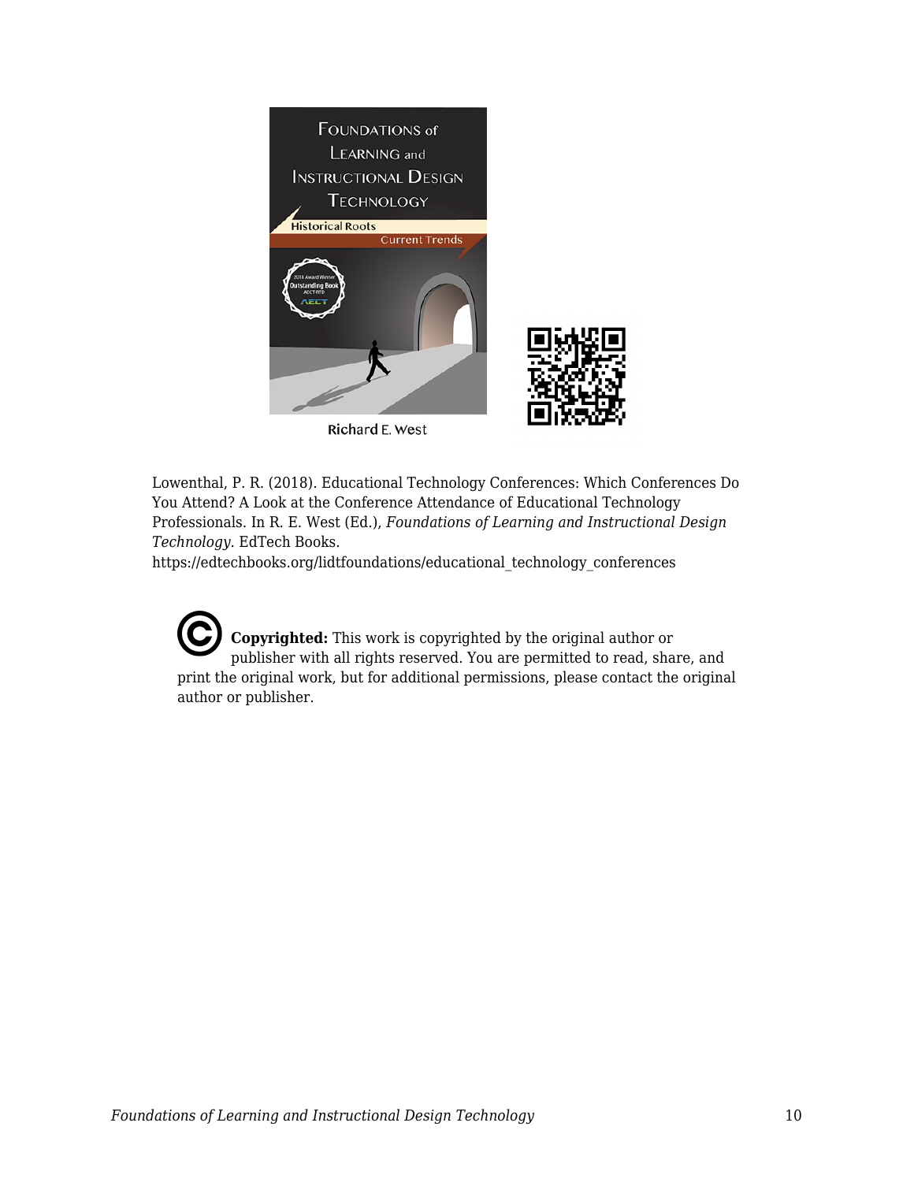Lowenthal, P. R. (2018). Educational Technology Conferences: Which Conferences Do You Attend? A Look at the Conference Attendance of Educational Technology Professionals. In R. E. West (Ed.), *Foundations of Learning and Instructional Design Technology*. EdTech Books. https://edtechbooks.org/lidtfoundations/educational_technology_conferences

**Copyrighted:** This work is copyrighted by the original author or publisher with all rights reserved. You are permitted to read, share, and print the original work, but for additional permissions, please contact the original author or publisher.